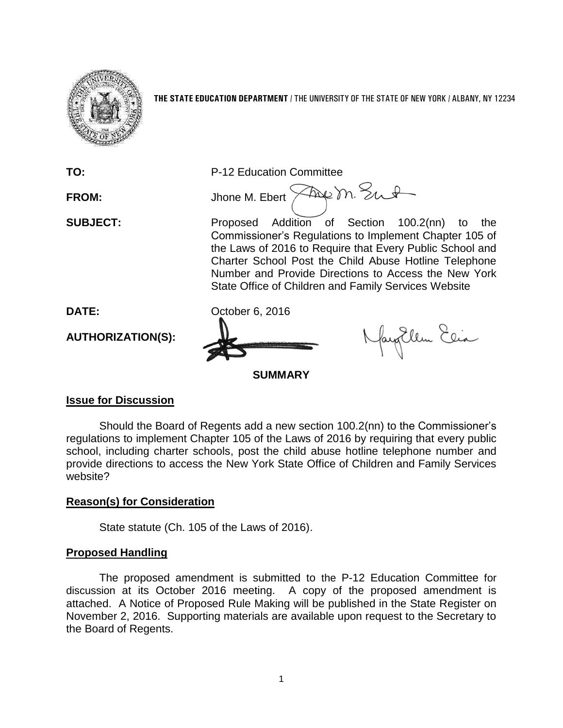**THE STATE EDUCATION DEPARTMENT** / THE UNIVERSITY OF THE STATE OF NEW YORK / ALBANY, NY 12234

**TO:** P-12 Education Committee

**FROM:** Jhone M. Ebert

**SUBJECT:** Proposed Addition of Section 100.2(nn) to the Commissioner's Regulations to Implement Chapter 105 of the Laws of 2016 to Require that Every Public School and Charter School Post the Child Abuse Hotline Telephone Number and Provide Directions to Access the New York State Office of Children and Family Services Website

**DATE:** October 6, 2016

**AUTHORIZATION(S):**

**SUMMARY**

## Issue for Discussion

Should the Board of Regents add a new section 100.2(nn) to the Commissioner's regulations to implement Chapter 105 of the Laws of 2016 by requiring that every public school, including charter schools, post the child abuse hotline telephone number and provide directions to access the New York State Office of Children and Family Services website?

## Reason(s) for Consideration

State statute (Ch. 105 of the Laws of 2016).

## Proposed Handling

The proposed amendment is submitted to the P-12 Education Committee for discussion at its October 2016 meeting. A copy of the proposed amendment is attached. A Notice of Proposed Rule Making will be published in the State Register on November 2, 2016. Supporting materials are available upon request to the Secretary to the Board of Regents.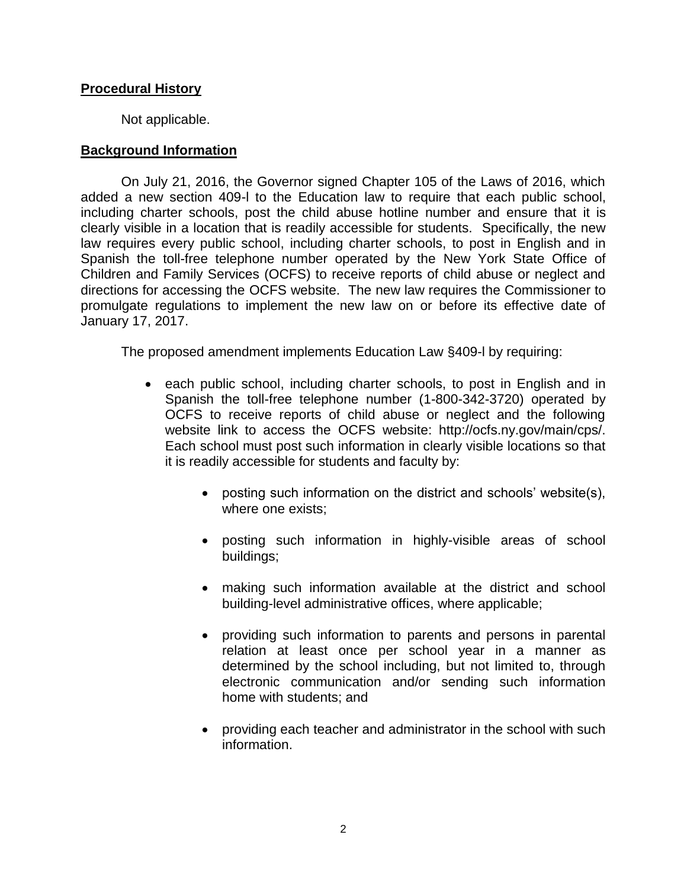**Procedural History**

Not applicable.

**Background Information**

On July 21, 2016, the Governor signed Chapter 105 of the Laws of 2016, which added a new section 409-l to the Education law to require that each public school, including charter schools, post the child abuse hotline number and ensure that it is clearly visible in a location that is readily accessible for students. Specifically, the new law requires every public school, including charter schools, to post in English and in Spanish the toll-free telephone number operated by the New York State Office of Children and Family Services (OCFS) to receive reports of child abuse or neglect and directions for accessing the OCFS website. The new law requires the Commissioner to promulgate regulations to implement the new law on or before its effective date of January 17, 2017.

The proposed amendment implements Education Law §409-l by requiring:

- each public school, including charter schools, to post in English and in Spanish the toll-free telephone number (1-800-342-3720) operated by OCFS to receive reports of child abuse or neglect and the following website link to access the OCFS website: http://ocfs.ny.gov/main/cps/. Each school must post such information in clearly visible locations so that it is readily accessible for students and faculty by:
    - posting such information on the district and schools' website(s), where one exists;
    - posting such information in highly-visible areas of school buildings;
    - making such information available at the district and school building-level administrative offices, where applicable;
    - providing such information to parents and persons in parental relation at least once per school year in a manner as determined by the school including, but not limited to, through electronic communication and/or sending such information home with students; and
    - providing each teacher and administrator in the school with such information.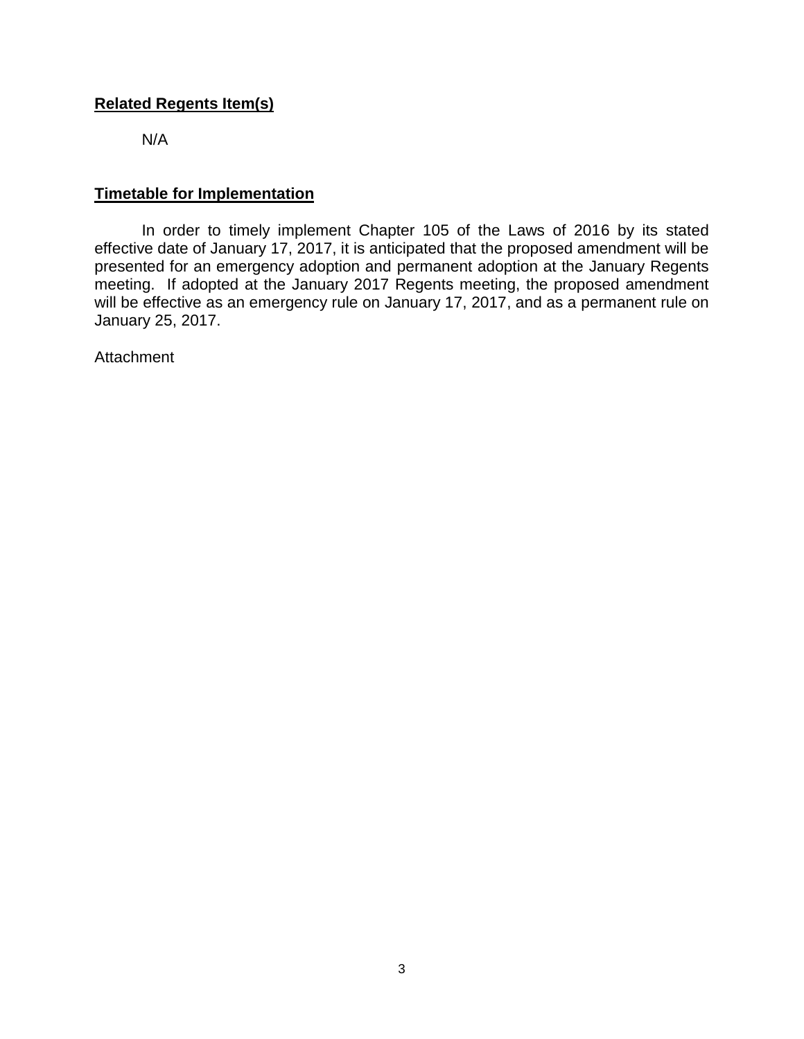**Related Regents Item(s)**

N/A

**Timetable for Implementation**

In order to timely implement Chapter 105 of the Laws of 2016 by its stated effective date of January 17, 2017, it is anticipated that the proposed amendment will be presented for an emergency adoption and permanent adoption at the January Regents meeting. If adopted at the January 2017 Regents meeting, the proposed amendment will be effective as an emergency rule on January 17, 2017, and as a permanent rule on January 25, 2017.

Attachment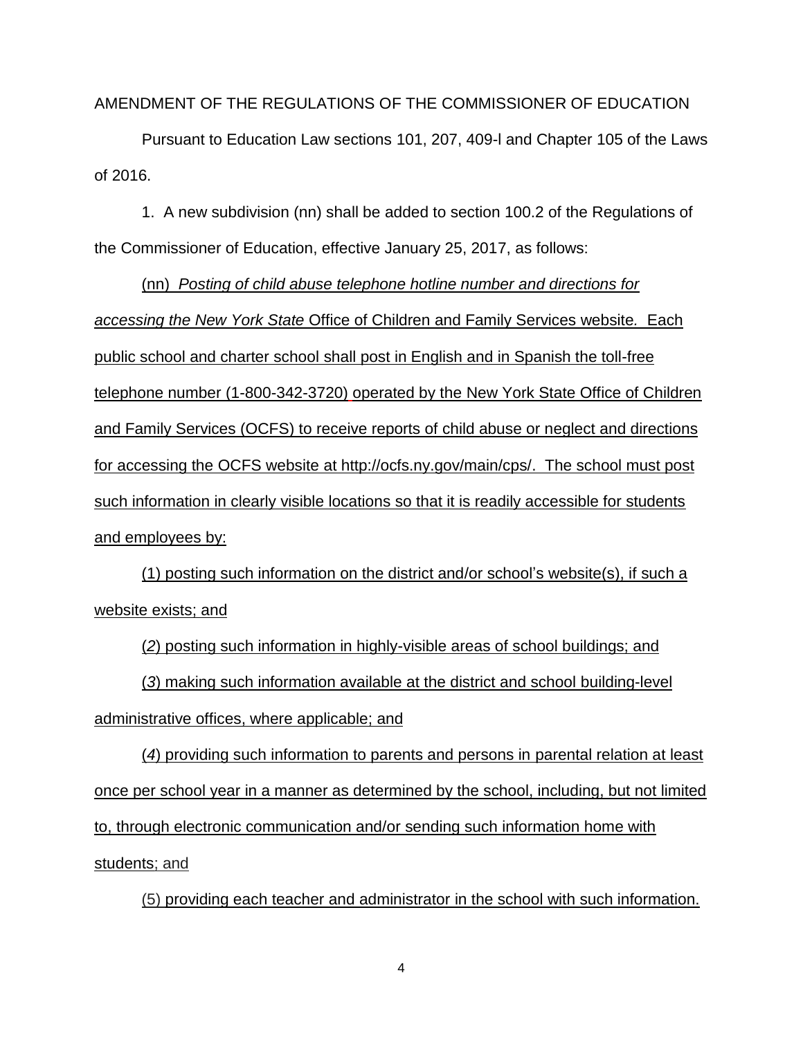AMENDMENT OF THE REGULATIONS OF THE COMMISSIONER OF EDUCATION

Pursuant to Education Law sections 101, 207, 409-l and Chapter 105 of the Laws of 2016.

1. A new subdivision (nn) shall be added to section 100.2 of the Regulations of the Commissioner of Education, effective January 25, 2017, as follows:

(nn) *Posting of child abuse telephone hotline number and directions for accessing the New York State* Office of Children and Family Services website. Each public school and charter school shall post in English and in Spanish the toll-free telephone number (1-800-342-3720) operated by the New York State Office of Children and Family Services (OCFS) to receive reports of child abuse or neglect and directions for accessing the OCFS website at http://ocfs.ny.gov/main/cps/. The school must post such information in clearly visible locations so that it is readily accessible for students and employees by:

(1) posting such information on the district and/or school's website(s), if such a website exists; and

(*2*) posting such information in highly-visible areas of school buildings; and

(*3*) making such information available at the district and school building-level administrative offices, where applicable; and

(*4*) providing such information to parents and persons in parental relation at least once per school year in a manner as determined by the school, including, but not limited to, through electronic communication and/or sending such information home with students; and

(5) providing each teacher and administrator in the school with such information.